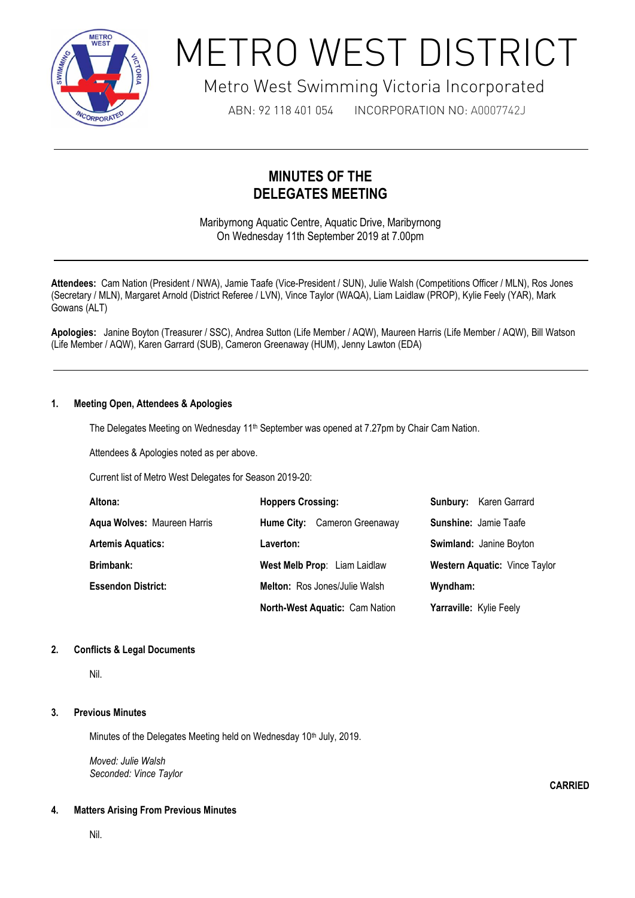# METRO WEST DISTRICT

Metro West Swimming Victoria Incorporated

ABN: 92 118 401 054 INCORPORATION NO: A0007742J

## MINUTES OF THE DELEGATES MEETING

Maribyrnong Aquatic Centre, Aquatic Drive, Maribyrnong
On Wednesday 11th September 2019 at 7.00pm

**Attendees:** Cam Nation (President / NWA), Jamie Taafe (Vice-President / SUN), Julie Walsh (Competitions Officer / MLN), Ros Jones (Secretary / MLN), Margaret Arnold (District Referee / LVN), Vince Taylor (WAQA), Liam Laidlaw (PROP), Kylie Feely (YAR), Mark Gowans (ALT)

**Apologies:** Janine Boyton (Treasurer / SSC), Andrea Sutton (Life Member / AQW), Maureen Harris (Life Member / AQW), Bill Watson (Life Member / AQW), Karen Garrard (SUB), Cameron Greenaway (HUM), Jenny Lawton (EDA)

### 1. Meeting Open, Attendees & Apologies

The Delegates Meeting on Wednesday 11th September was opened at 7.27pm by Chair Cam Nation.

Attendees & Apologies noted as per above.

Current list of Metro West Delegates for Season 2019-20:

| | | |
|---|---|---|
| **Altona:** | **Hoppers Crossing:** | **Sunbury:** Karen Garrard |
| **Aqua Wolves:** Maureen Harris | **Hume City:** Cameron Greenaway | **Sunshine:** Jamie Taafe |
| **Artemis Aquatics:** | **Laverton:** | **Swimland:** Janine Boyton |
| **Brimbank:** | **West Melb Prop:** Liam Laidlaw | **Western Aquatic:** Vince Taylor |
| **Essendon District:** | **Melton:** Ros Jones/Julie Walsh | **Wyndham:** |
| | **North-West Aquatic:** Cam Nation | **Yarraville:** Kylie Feely |

### 2. Conflicts & Legal Documents

Nil.

### 3. Previous Minutes

Minutes of the Delegates Meeting held on Wednesday 10th July, 2019.

*Moved: Julie Walsh*
*Seconded: Vince Taylor*

**CARRIED**

### 4. Matters Arising From Previous Minutes

Nil.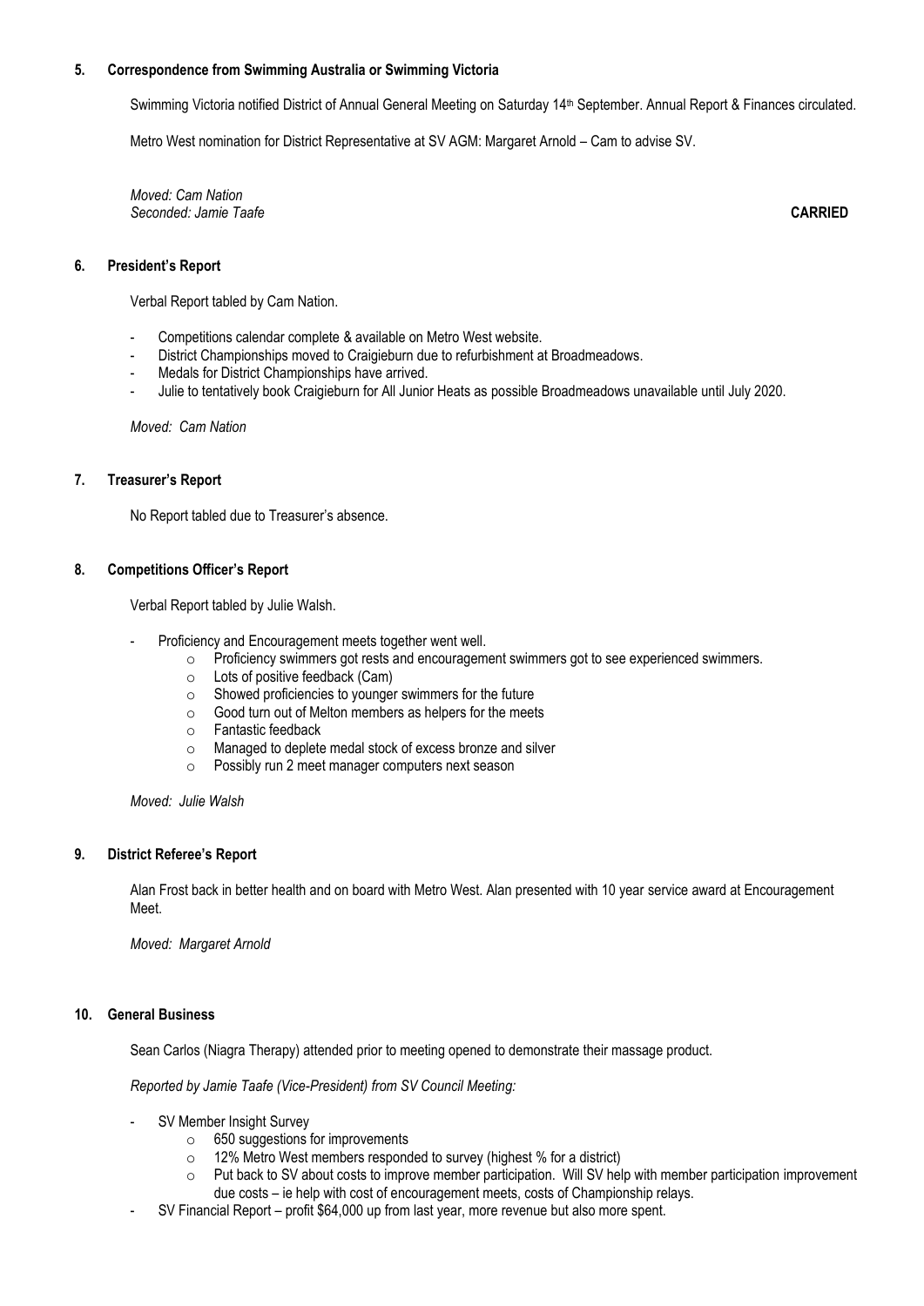## 5. Correspondence from Swimming Australia or Swimming Victoria

Swimming Victoria notified District of Annual General Meeting on Saturday 14th September. Annual Report & Finances circulated.

Metro West nomination for District Representative at SV AGM: Margaret Arnold – Cam to advise SV.

*Moved: Cam Nation*
*Seconded: Jamie Taafe* **CARRIED**

## 6. President's Report

Verbal Report tabled by Cam Nation.

- Competitions calendar complete & available on Metro West website.
- District Championships moved to Craigieburn due to refurbishment at Broadmeadows.
- Medals for District Championships have arrived.
- Julie to tentatively book Craigieburn for All Junior Heats as possible Broadmeadows unavailable until July 2020.

*Moved: Cam Nation*

## 7. Treasurer's Report

No Report tabled due to Treasurer's absence.

## 8. Competitions Officer's Report

Verbal Report tabled by Julie Walsh.

- Proficiency and Encouragement meets together went well.
  - Proficiency swimmers got rests and encouragement swimmers got to see experienced swimmers.
  - Lots of positive feedback (Cam)
  - Showed proficiencies to younger swimmers for the future
  - Good turn out of Melton members as helpers for the meets
  - Fantastic feedback
  - Managed to deplete medal stock of excess bronze and silver
  - Possibly run 2 meet manager computers next season

*Moved: Julie Walsh*

## 9. District Referee's Report

Alan Frost back in better health and on board with Metro West. Alan presented with 10 year service award at Encouragement Meet.

*Moved: Margaret Arnold*

## 10. General Business

Sean Carlos (Niagra Therapy) attended prior to meeting opened to demonstrate their massage product.

*Reported by Jamie Taafe (Vice-President) from SV Council Meeting:*

- SV Member Insight Survey
  - 650 suggestions for improvements
  - 12% Metro West members responded to survey (highest % for a district)
  - Put back to SV about costs to improve member participation. Will SV help with member participation improvement due costs – ie help with cost of encouragement meets, costs of Championship relays.
- SV Financial Report – profit $64,000 up from last year, more revenue but also more spent.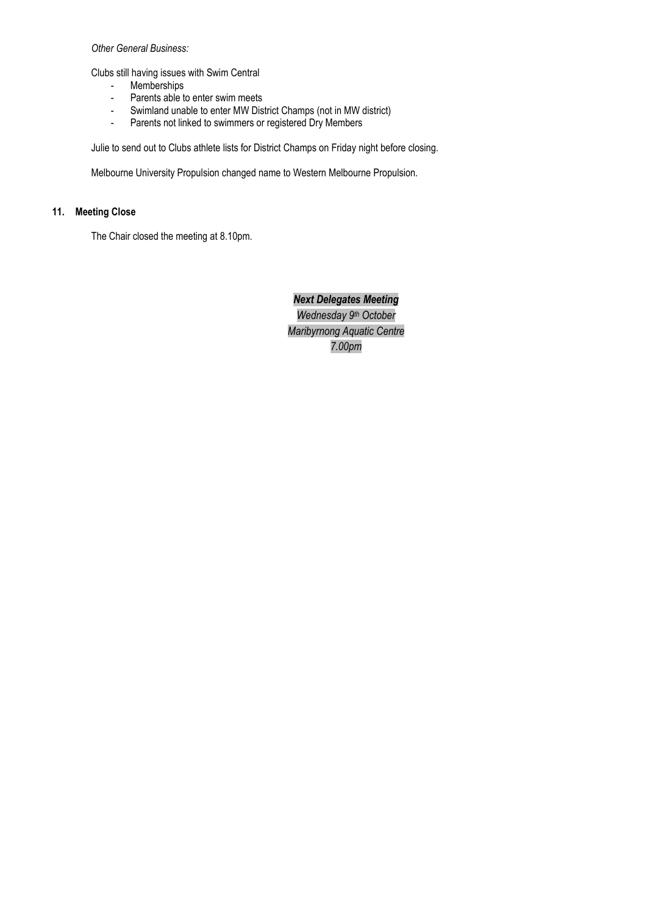*Other General Business:*

Clubs still having issues with Swim Central

- Memberships
- Parents able to enter swim meets
- Swimland unable to enter MW District Champs (not in MW district)
- Parents not linked to swimmers or registered Dry Members

Julie to send out to Clubs athlete lists for District Champs on Friday night before closing.

Melbourne University Propulsion changed name to Western Melbourne Propulsion.

## 11. Meeting Close

The Chair closed the meeting at 8.10pm.

***Next Delegates Meeting***

*Wednesday 9th October*

*Maribyrnong Aquatic Centre*

*7.00pm*